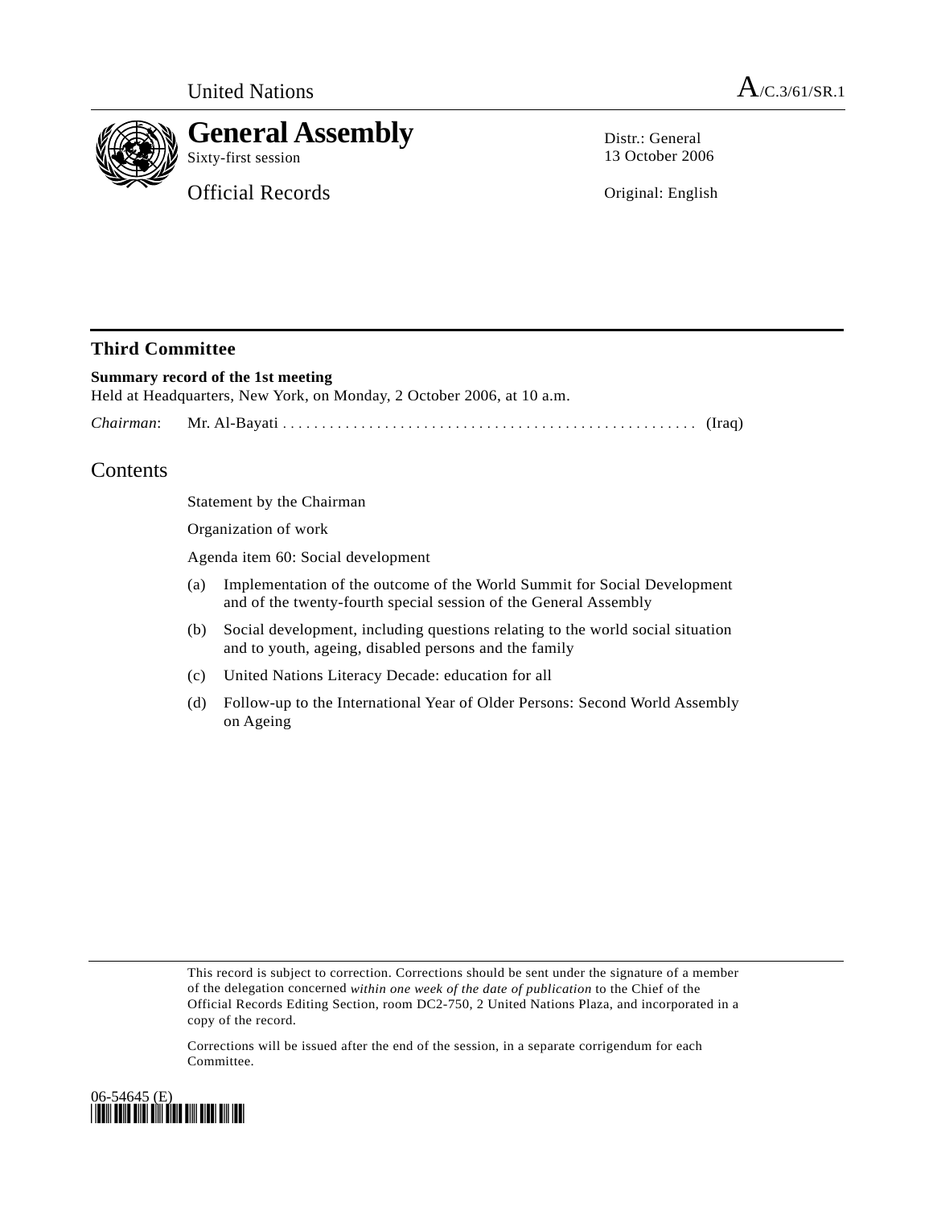United Nations A/C.3/61/SR.1

# General Assembly

Sixty-first session

Official Records

Distr.: General
13 October 2006

Original: English

## Third Committee

**Summary record of the 1st meeting**
Held at Headquarters, New York, on Monday, 2 October 2006, at 10 a.m.

*Chairman*: Mr. Al-Bayati .................................................... (Iraq)

## Contents

Statement by the Chairman

Organization of work

Agenda item 60: Social development

(a) Implementation of the outcome of the World Summit for Social Development and of the twenty-fourth special session of the General Assembly

(b) Social development, including questions relating to the world social situation and to youth, ageing, disabled persons and the family

(c) United Nations Literacy Decade: education for all

(d) Follow-up to the International Year of Older Persons: Second World Assembly on Ageing

This record is subject to correction. Corrections should be sent under the signature of a member of the delegation concerned *within one week of the date of publication* to the Chief of the Official Records Editing Section, room DC2-750, 2 United Nations Plaza, and incorporated in a copy of the record.

Corrections will be issued after the end of the session, in a separate corrigendum for each Committee.

06-54645 (E)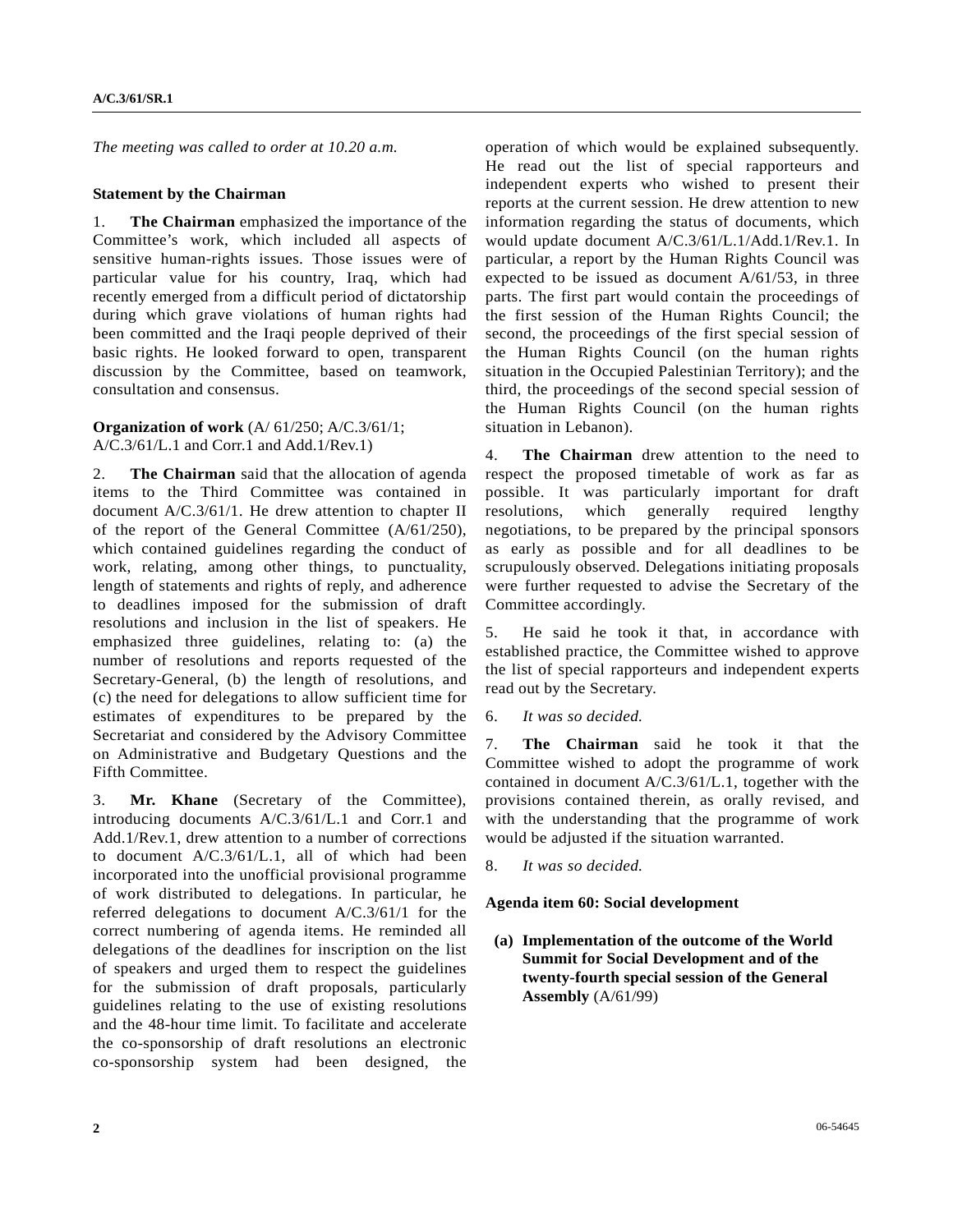*The meeting was called to order at 10.20 a.m.*

**Statement by the Chairman**

1. **The Chairman** emphasized the importance of the Committee's work, which included all aspects of sensitive human-rights issues. Those issues were of particular value for his country, Iraq, which had recently emerged from a difficult period of dictatorship during which grave violations of human rights had been committed and the Iraqi people deprived of their basic rights. He looked forward to open, transparent discussion by the Committee, based on teamwork, consultation and consensus.

**Organization of work** (A/ 61/250; A/C.3/61/1; A/C.3/61/L.1 and Corr.1 and Add.1/Rev.1)

2. **The Chairman** said that the allocation of agenda items to the Third Committee was contained in document A/C.3/61/1. He drew attention to chapter II of the report of the General Committee (A/61/250), which contained guidelines regarding the conduct of work, relating, among other things, to punctuality, length of statements and rights of reply, and adherence to deadlines imposed for the submission of draft resolutions and inclusion in the list of speakers. He emphasized three guidelines, relating to: (a) the number of resolutions and reports requested of the Secretary-General, (b) the length of resolutions, and (c) the need for delegations to allow sufficient time for estimates of expenditures to be prepared by the Secretariat and considered by the Advisory Committee on Administrative and Budgetary Questions and the Fifth Committee.

3. **Mr. Khane** (Secretary of the Committee), introducing documents A/C.3/61/L.1 and Corr.1 and Add.1/Rev.1, drew attention to a number of corrections to document A/C.3/61/L.1, all of which had been incorporated into the unofficial provisional programme of work distributed to delegations. In particular, he referred delegations to document A/C.3/61/1 for the correct numbering of agenda items. He reminded all delegations of the deadlines for inscription on the list of speakers and urged them to respect the guidelines for the submission of draft proposals, particularly guidelines relating to the use of existing resolutions and the 48-hour time limit. To facilitate and accelerate the co-sponsorship of draft resolutions an electronic co-sponsorship system had been designed, the operation of which would be explained subsequently. He read out the list of special rapporteurs and independent experts who wished to present their reports at the current session. He drew attention to new information regarding the status of documents, which would update document A/C.3/61/L.1/Add.1/Rev.1. In particular, a report by the Human Rights Council was expected to be issued as document A/61/53, in three parts. The first part would contain the proceedings of the first session of the Human Rights Council; the second, the proceedings of the first special session of the Human Rights Council (on the human rights situation in the Occupied Palestinian Territory); and the third, the proceedings of the second special session of the Human Rights Council (on the human rights situation in Lebanon).

4. **The Chairman** drew attention to the need to respect the proposed timetable of work as far as possible. It was particularly important for draft resolutions, which generally required lengthy negotiations, to be prepared by the principal sponsors as early as possible and for all deadlines to be scrupulously observed. Delegations initiating proposals were further requested to advise the Secretary of the Committee accordingly.

5. He said he took it that, in accordance with established practice, the Committee wished to approve the list of special rapporteurs and independent experts read out by the Secretary.

6. *It was so decided.*

7. **The Chairman** said he took it that the Committee wished to adopt the programme of work contained in document A/C.3/61/L.1, together with the provisions contained therein, as orally revised, and with the understanding that the programme of work would be adjusted if the situation warranted.

8. *It was so decided.*

**Agenda item 60: Social development**

**(a) Implementation of the outcome of the World Summit for Social Development and of the twenty-fourth special session of the General Assembly** (A/61/99)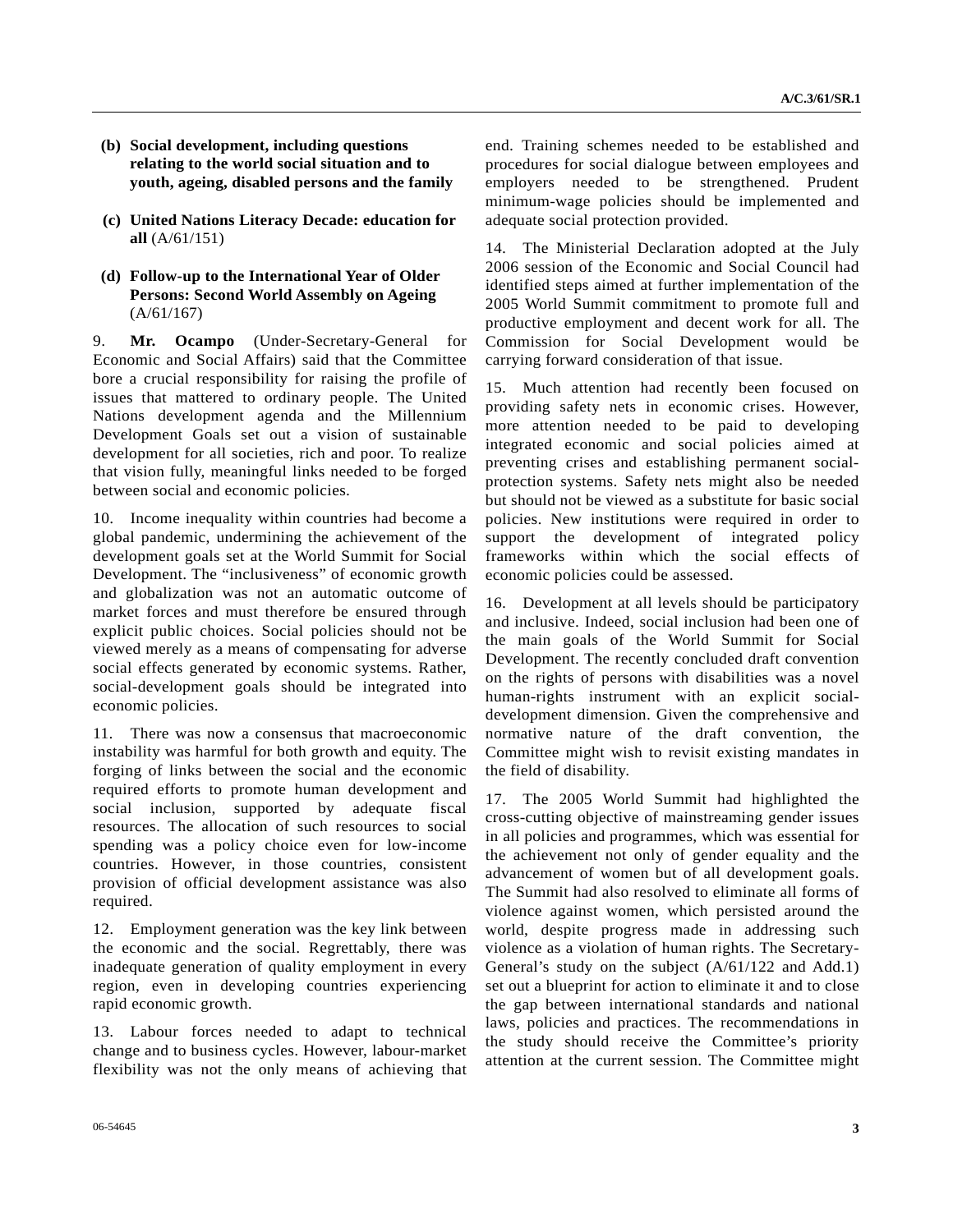**(b) Social development, including questions relating to the world social situation and to youth, ageing, disabled persons and the family**

**(c) United Nations Literacy Decade: education for all** (A/61/151)

**(d) Follow-up to the International Year of Older Persons: Second World Assembly on Ageing** (A/61/167)

9. **Mr. Ocampo** (Under-Secretary-General for Economic and Social Affairs) said that the Committee bore a crucial responsibility for raising the profile of issues that mattered to ordinary people. The United Nations development agenda and the Millennium Development Goals set out a vision of sustainable development for all societies, rich and poor. To realize that vision fully, meaningful links needed to be forged between social and economic policies.

10. Income inequality within countries had become a global pandemic, undermining the achievement of the development goals set at the World Summit for Social Development. The "inclusiveness" of economic growth and globalization was not an automatic outcome of market forces and must therefore be ensured through explicit public choices. Social policies should not be viewed merely as a means of compensating for adverse social effects generated by economic systems. Rather, social-development goals should be integrated into economic policies.

11. There was now a consensus that macroeconomic instability was harmful for both growth and equity. The forging of links between the social and the economic required efforts to promote human development and social inclusion, supported by adequate fiscal resources. The allocation of such resources to social spending was a policy choice even for low-income countries. However, in those countries, consistent provision of official development assistance was also required.

12. Employment generation was the key link between the economic and the social. Regrettably, there was inadequate generation of quality employment in every region, even in developing countries experiencing rapid economic growth.

13. Labour forces needed to adapt to technical change and to business cycles. However, labour-market flexibility was not the only means of achieving that end. Training schemes needed to be established and procedures for social dialogue between employees and employers needed to be strengthened. Prudent minimum-wage policies should be implemented and adequate social protection provided.

14. The Ministerial Declaration adopted at the July 2006 session of the Economic and Social Council had identified steps aimed at further implementation of the 2005 World Summit commitment to promote full and productive employment and decent work for all. The Commission for Social Development would be carrying forward consideration of that issue.

15. Much attention had recently been focused on providing safety nets in economic crises. However, more attention needed to be paid to developing integrated economic and social policies aimed at preventing crises and establishing permanent social-protection systems. Safety nets might also be needed but should not be viewed as a substitute for basic social policies. New institutions were required in order to support the development of integrated policy frameworks within which the social effects of economic policies could be assessed.

16. Development at all levels should be participatory and inclusive. Indeed, social inclusion had been one of the main goals of the World Summit for Social Development. The recently concluded draft convention on the rights of persons with disabilities was a novel human-rights instrument with an explicit social-development dimension. Given the comprehensive and normative nature of the draft convention, the Committee might wish to revisit existing mandates in the field of disability.

17. The 2005 World Summit had highlighted the cross-cutting objective of mainstreaming gender issues in all policies and programmes, which was essential for the achievement not only of gender equality and the advancement of women but of all development goals. The Summit had also resolved to eliminate all forms of violence against women, which persisted around the world, despite progress made in addressing such violence as a violation of human rights. The Secretary-General's study on the subject (A/61/122 and Add.1) set out a blueprint for action to eliminate it and to close the gap between international standards and national laws, policies and practices. The recommendations in the study should receive the Committee's priority attention at the current session. The Committee might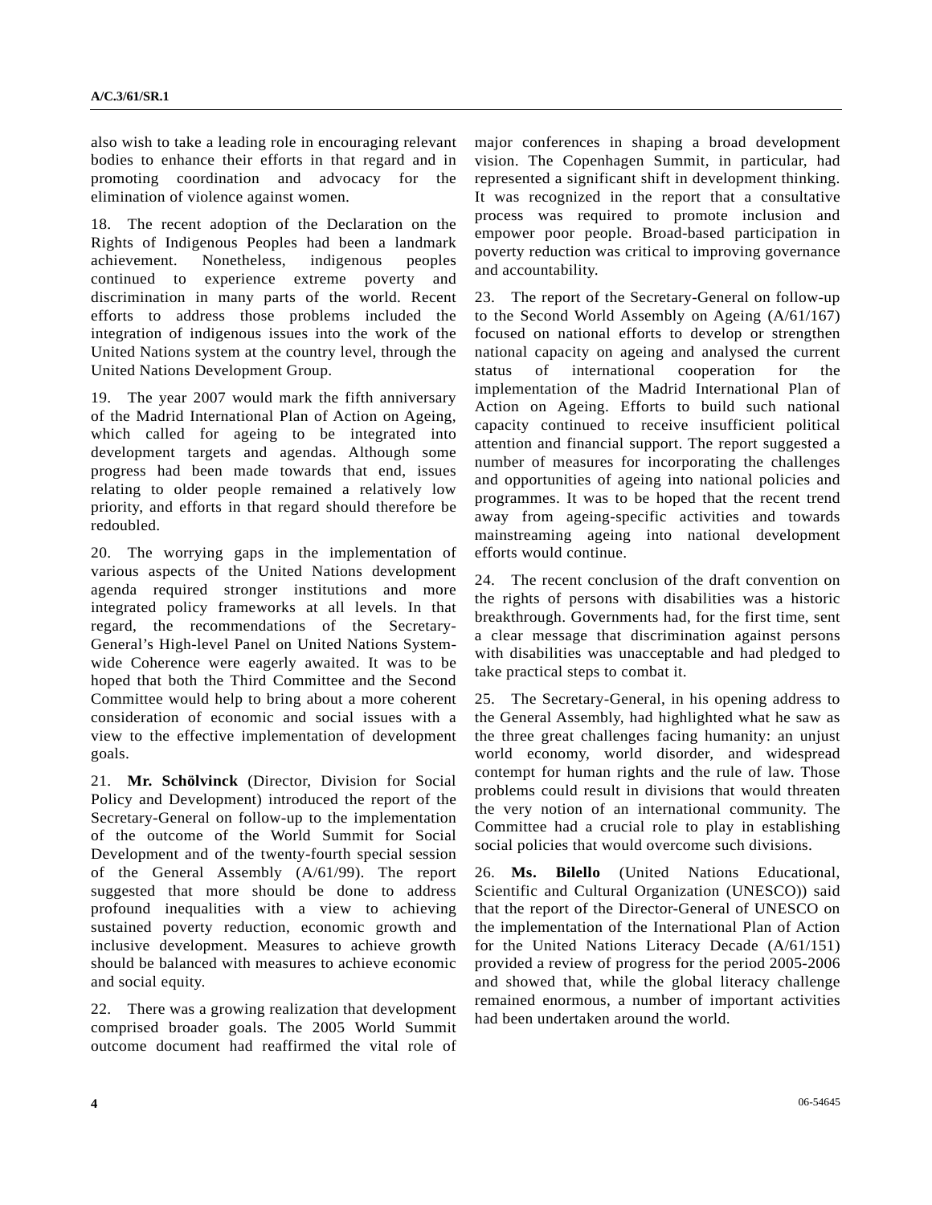also wish to take a leading role in encouraging relevant bodies to enhance their efforts in that regard and in promoting coordination and advocacy for the elimination of violence against women.

18. The recent adoption of the Declaration on the Rights of Indigenous Peoples had been a landmark achievement. Nonetheless, indigenous peoples continued to experience extreme poverty and discrimination in many parts of the world. Recent efforts to address those problems included the integration of indigenous issues into the work of the United Nations system at the country level, through the United Nations Development Group.

19. The year 2007 would mark the fifth anniversary of the Madrid International Plan of Action on Ageing, which called for ageing to be integrated into development targets and agendas. Although some progress had been made towards that end, issues relating to older people remained a relatively low priority, and efforts in that regard should therefore be redoubled.

20. The worrying gaps in the implementation of various aspects of the United Nations development agenda required stronger institutions and more integrated policy frameworks at all levels. In that regard, the recommendations of the Secretary-General's High-level Panel on United Nations System-wide Coherence were eagerly awaited. It was to be hoped that both the Third Committee and the Second Committee would help to bring about a more coherent consideration of economic and social issues with a view to the effective implementation of development goals.

21. **Mr. Schölvinck** (Director, Division for Social Policy and Development) introduced the report of the Secretary-General on follow-up to the implementation of the outcome of the World Summit for Social Development and of the twenty-fourth special session of the General Assembly (A/61/99). The report suggested that more should be done to address profound inequalities with a view to achieving sustained poverty reduction, economic growth and inclusive development. Measures to achieve growth should be balanced with measures to achieve economic and social equity.

22. There was a growing realization that development comprised broader goals. The 2005 World Summit outcome document had reaffirmed the vital role of major conferences in shaping a broad development vision. The Copenhagen Summit, in particular, had represented a significant shift in development thinking. It was recognized in the report that a consultative process was required to promote inclusion and empower poor people. Broad-based participation in poverty reduction was critical to improving governance and accountability.

23. The report of the Secretary-General on follow-up to the Second World Assembly on Ageing (A/61/167) focused on national efforts to develop or strengthen national capacity on ageing and analysed the current status of international cooperation for the implementation of the Madrid International Plan of Action on Ageing. Efforts to build such national capacity continued to receive insufficient political attention and financial support. The report suggested a number of measures for incorporating the challenges and opportunities of ageing into national policies and programmes. It was to be hoped that the recent trend away from ageing-specific activities and towards mainstreaming ageing into national development efforts would continue.

24. The recent conclusion of the draft convention on the rights of persons with disabilities was a historic breakthrough. Governments had, for the first time, sent a clear message that discrimination against persons with disabilities was unacceptable and had pledged to take practical steps to combat it.

25. The Secretary-General, in his opening address to the General Assembly, had highlighted what he saw as the three great challenges facing humanity: an unjust world economy, world disorder, and widespread contempt for human rights and the rule of law. Those problems could result in divisions that would threaten the very notion of an international community. The Committee had a crucial role to play in establishing social policies that would overcome such divisions.

26. **Ms. Bilello** (United Nations Educational, Scientific and Cultural Organization (UNESCO)) said that the report of the Director-General of UNESCO on the implementation of the International Plan of Action for the United Nations Literacy Decade (A/61/151) provided a review of progress for the period 2005-2006 and showed that, while the global literacy challenge remained enormous, a number of important activities had been undertaken around the world.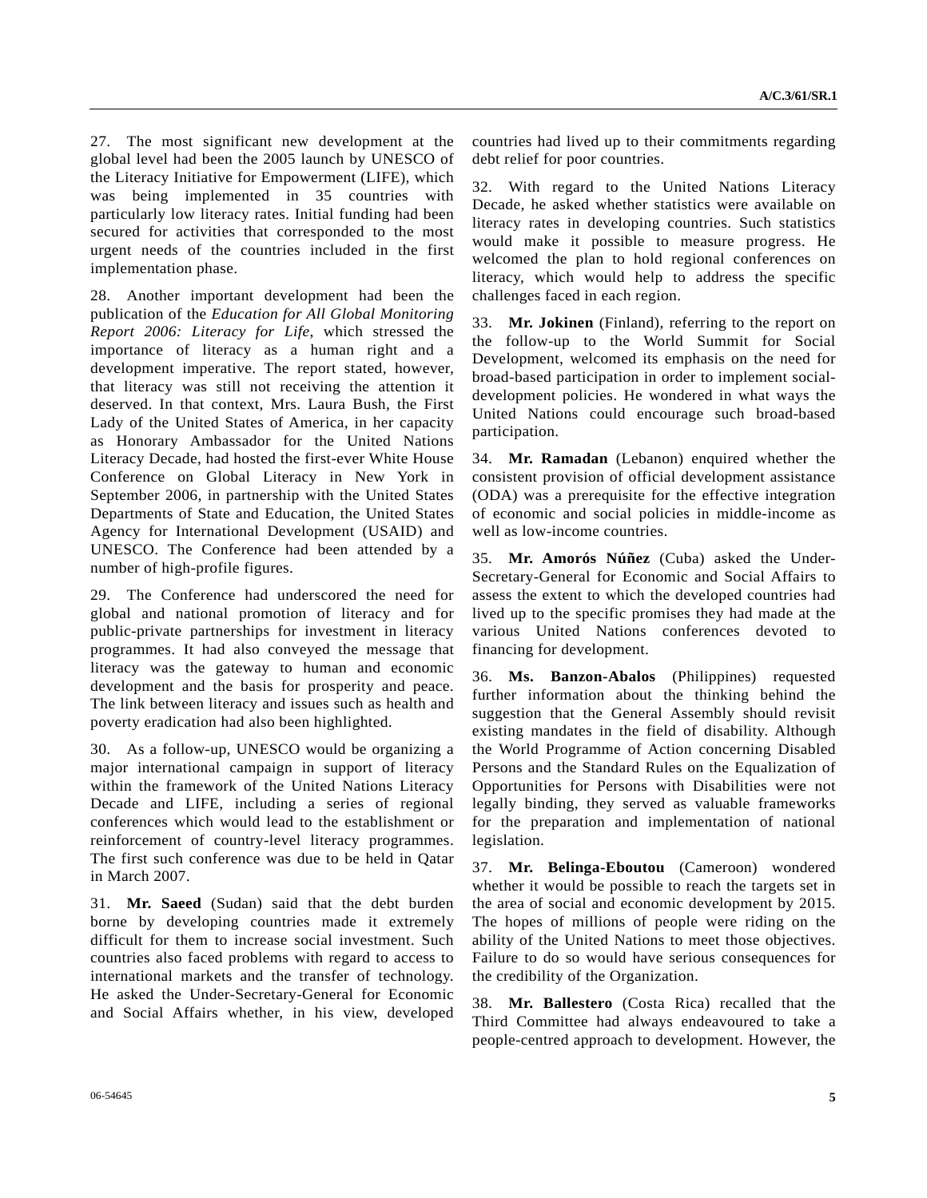27. The most significant new development at the global level had been the 2005 launch by UNESCO of the Literacy Initiative for Empowerment (LIFE), which was being implemented in 35 countries with particularly low literacy rates. Initial funding had been secured for activities that corresponded to the most urgent needs of the countries included in the first implementation phase.

28. Another important development had been the publication of the *Education for All Global Monitoring Report 2006: Literacy for Life*, which stressed the importance of literacy as a human right and a development imperative. The report stated, however, that literacy was still not receiving the attention it deserved. In that context, Mrs. Laura Bush, the First Lady of the United States of America, in her capacity as Honorary Ambassador for the United Nations Literacy Decade, had hosted the first-ever White House Conference on Global Literacy in New York in September 2006, in partnership with the United States Departments of State and Education, the United States Agency for International Development (USAID) and UNESCO. The Conference had been attended by a number of high-profile figures.

29. The Conference had underscored the need for global and national promotion of literacy and for public-private partnerships for investment in literacy programmes. It had also conveyed the message that literacy was the gateway to human and economic development and the basis for prosperity and peace. The link between literacy and issues such as health and poverty eradication had also been highlighted.

30. As a follow-up, UNESCO would be organizing a major international campaign in support of literacy within the framework of the United Nations Literacy Decade and LIFE, including a series of regional conferences which would lead to the establishment or reinforcement of country-level literacy programmes. The first such conference was due to be held in Qatar in March 2007.

31. **Mr. Saeed** (Sudan) said that the debt burden borne by developing countries made it extremely difficult for them to increase social investment. Such countries also faced problems with regard to access to international markets and the transfer of technology. He asked the Under-Secretary-General for Economic and Social Affairs whether, in his view, developed countries had lived up to their commitments regarding debt relief for poor countries.

32. With regard to the United Nations Literacy Decade, he asked whether statistics were available on literacy rates in developing countries. Such statistics would make it possible to measure progress. He welcomed the plan to hold regional conferences on literacy, which would help to address the specific challenges faced in each region.

33. **Mr. Jokinen** (Finland), referring to the report on the follow-up to the World Summit for Social Development, welcomed its emphasis on the need for broad-based participation in order to implement social-development policies. He wondered in what ways the United Nations could encourage such broad-based participation.

34. **Mr. Ramadan** (Lebanon) enquired whether the consistent provision of official development assistance (ODA) was a prerequisite for the effective integration of economic and social policies in middle-income as well as low-income countries.

35. **Mr. Amorós Núñez** (Cuba) asked the Under-Secretary-General for Economic and Social Affairs to assess the extent to which the developed countries had lived up to the specific promises they had made at the various United Nations conferences devoted to financing for development.

36. **Ms. Banzon-Abalos** (Philippines) requested further information about the thinking behind the suggestion that the General Assembly should revisit existing mandates in the field of disability. Although the World Programme of Action concerning Disabled Persons and the Standard Rules on the Equalization of Opportunities for Persons with Disabilities were not legally binding, they served as valuable frameworks for the preparation and implementation of national legislation.

37. **Mr. Belinga-Eboutou** (Cameroon) wondered whether it would be possible to reach the targets set in the area of social and economic development by 2015. The hopes of millions of people were riding on the ability of the United Nations to meet those objectives. Failure to do so would have serious consequences for the credibility of the Organization.

38. **Mr. Ballestero** (Costa Rica) recalled that the Third Committee had always endeavoured to take a people-centred approach to development. However, the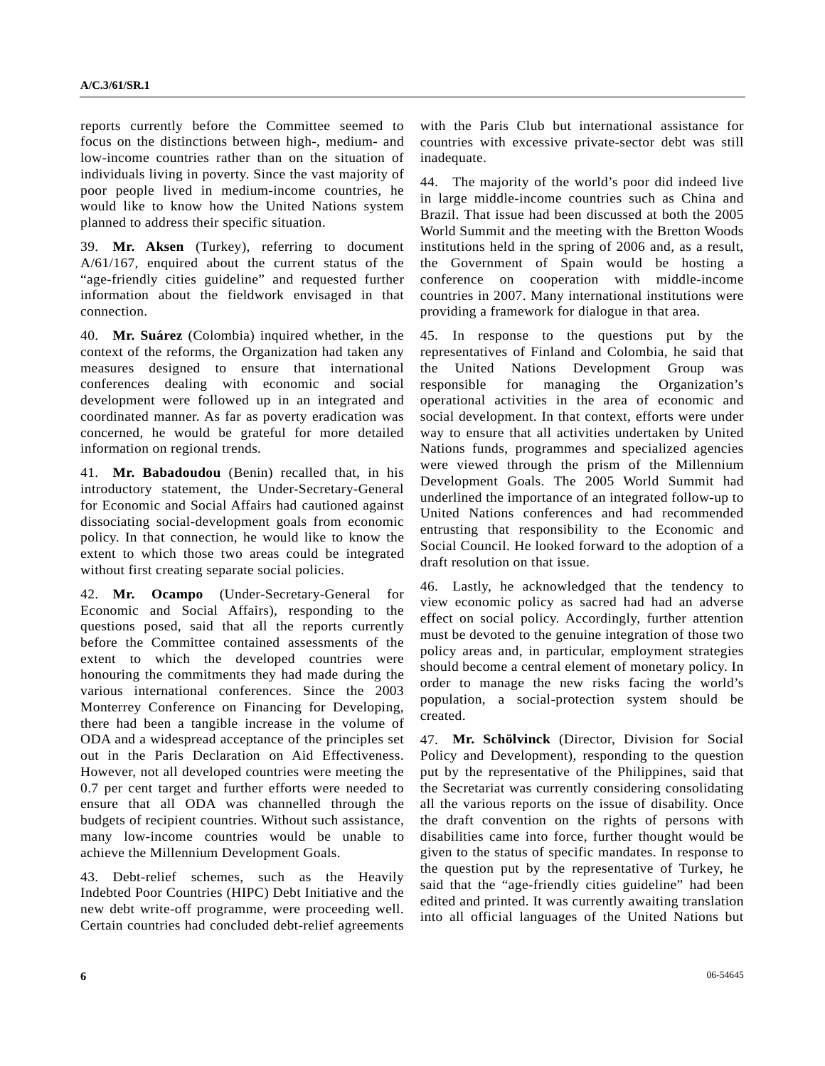reports currently before the Committee seemed to focus on the distinctions between high-, medium- and low-income countries rather than on the situation of individuals living in poverty. Since the vast majority of poor people lived in medium-income countries, he would like to know how the United Nations system planned to address their specific situation.

39. **Mr. Aksen** (Turkey), referring to document A/61/167, enquired about the current status of the "age-friendly cities guideline" and requested further information about the fieldwork envisaged in that connection.

40. **Mr. Suárez** (Colombia) inquired whether, in the context of the reforms, the Organization had taken any measures designed to ensure that international conferences dealing with economic and social development were followed up in an integrated and coordinated manner. As far as poverty eradication was concerned, he would be grateful for more detailed information on regional trends.

41. **Mr. Babadoudou** (Benin) recalled that, in his introductory statement, the Under-Secretary-General for Economic and Social Affairs had cautioned against dissociating social-development goals from economic policy. In that connection, he would like to know the extent to which those two areas could be integrated without first creating separate social policies.

42. **Mr. Ocampo** (Under-Secretary-General for Economic and Social Affairs), responding to the questions posed, said that all the reports currently before the Committee contained assessments of the extent to which the developed countries were honouring the commitments they had made during the various international conferences. Since the 2003 Monterrey Conference on Financing for Developing, there had been a tangible increase in the volume of ODA and a widespread acceptance of the principles set out in the Paris Declaration on Aid Effectiveness. However, not all developed countries were meeting the 0.7 per cent target and further efforts were needed to ensure that all ODA was channelled through the budgets of recipient countries. Without such assistance, many low-income countries would be unable to achieve the Millennium Development Goals.

43. Debt-relief schemes, such as the Heavily Indebted Poor Countries (HIPC) Debt Initiative and the new debt write-off programme, were proceeding well. Certain countries had concluded debt-relief agreements with the Paris Club but international assistance for countries with excessive private-sector debt was still inadequate.

44. The majority of the world's poor did indeed live in large middle-income countries such as China and Brazil. That issue had been discussed at both the 2005 World Summit and the meeting with the Bretton Woods institutions held in the spring of 2006 and, as a result, the Government of Spain would be hosting a conference on cooperation with middle-income countries in 2007. Many international institutions were providing a framework for dialogue in that area.

45. In response to the questions put by the representatives of Finland and Colombia, he said that the United Nations Development Group was responsible for managing the Organization's operational activities in the area of economic and social development. In that context, efforts were under way to ensure that all activities undertaken by United Nations funds, programmes and specialized agencies were viewed through the prism of the Millennium Development Goals. The 2005 World Summit had underlined the importance of an integrated follow-up to United Nations conferences and had recommended entrusting that responsibility to the Economic and Social Council. He looked forward to the adoption of a draft resolution on that issue.

46. Lastly, he acknowledged that the tendency to view economic policy as sacred had had an adverse effect on social policy. Accordingly, further attention must be devoted to the genuine integration of those two policy areas and, in particular, employment strategies should become a central element of monetary policy. In order to manage the new risks facing the world's population, a social-protection system should be created.

47. **Mr. Schölvinck** (Director, Division for Social Policy and Development), responding to the question put by the representative of the Philippines, said that the Secretariat was currently considering consolidating all the various reports on the issue of disability. Once the draft convention on the rights of persons with disabilities came into force, further thought would be given to the status of specific mandates. In response to the question put by the representative of Turkey, he said that the "age-friendly cities guideline" had been edited and printed. It was currently awaiting translation into all official languages of the United Nations but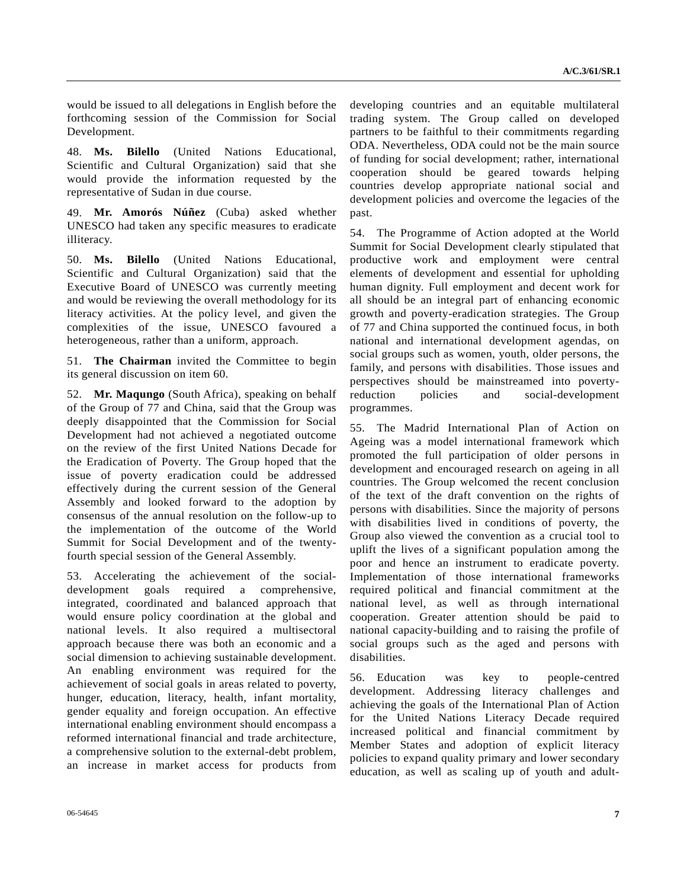would be issued to all delegations in English before the forthcoming session of the Commission for Social Development.

48. **Ms. Bilello** (United Nations Educational, Scientific and Cultural Organization) said that she would provide the information requested by the representative of Sudan in due course.

49. **Mr. Amorós Núñez** (Cuba) asked whether UNESCO had taken any specific measures to eradicate illiteracy.

50. **Ms. Bilello** (United Nations Educational, Scientific and Cultural Organization) said that the Executive Board of UNESCO was currently meeting and would be reviewing the overall methodology for its literacy activities. At the policy level, and given the complexities of the issue, UNESCO favoured a heterogeneous, rather than a uniform, approach.

51. **The Chairman** invited the Committee to begin its general discussion on item 60.

52. **Mr. Maqungo** (South Africa), speaking on behalf of the Group of 77 and China, said that the Group was deeply disappointed that the Commission for Social Development had not achieved a negotiated outcome on the review of the first United Nations Decade for the Eradication of Poverty. The Group hoped that the issue of poverty eradication could be addressed effectively during the current session of the General Assembly and looked forward to the adoption by consensus of the annual resolution on the follow-up to the implementation of the outcome of the World Summit for Social Development and of the twenty-fourth special session of the General Assembly.

53. Accelerating the achievement of the social-development goals required a comprehensive, integrated, coordinated and balanced approach that would ensure policy coordination at the global and national levels. It also required a multisectoral approach because there was both an economic and a social dimension to achieving sustainable development. An enabling environment was required for the achievement of social goals in areas related to poverty, hunger, education, literacy, health, infant mortality, gender equality and foreign occupation. An effective international enabling environment should encompass a reformed international financial and trade architecture, a comprehensive solution to the external-debt problem, an increase in market access for products from developing countries and an equitable multilateral trading system. The Group called on developed partners to be faithful to their commitments regarding ODA. Nevertheless, ODA could not be the main source of funding for social development; rather, international cooperation should be geared towards helping countries develop appropriate national social and development policies and overcome the legacies of the past.

54. The Programme of Action adopted at the World Summit for Social Development clearly stipulated that productive work and employment were central elements of development and essential for upholding human dignity. Full employment and decent work for all should be an integral part of enhancing economic growth and poverty-eradication strategies. The Group of 77 and China supported the continued focus, in both national and international development agendas, on social groups such as women, youth, older persons, the family, and persons with disabilities. Those issues and perspectives should be mainstreamed into poverty-reduction policies and social-development programmes.

55. The Madrid International Plan of Action on Ageing was a model international framework which promoted the full participation of older persons in development and encouraged research on ageing in all countries. The Group welcomed the recent conclusion of the text of the draft convention on the rights of persons with disabilities. Since the majority of persons with disabilities lived in conditions of poverty, the Group also viewed the convention as a crucial tool to uplift the lives of a significant population among the poor and hence an instrument to eradicate poverty. Implementation of those international frameworks required political and financial commitment at the national level, as well as through international cooperation. Greater attention should be paid to national capacity-building and to raising the profile of social groups such as the aged and persons with disabilities.

56. Education was key to people-centred development. Addressing literacy challenges and achieving the goals of the International Plan of Action for the United Nations Literacy Decade required increased political and financial commitment by Member States and adoption of explicit literacy policies to expand quality primary and lower secondary education, as well as scaling up of youth and adult-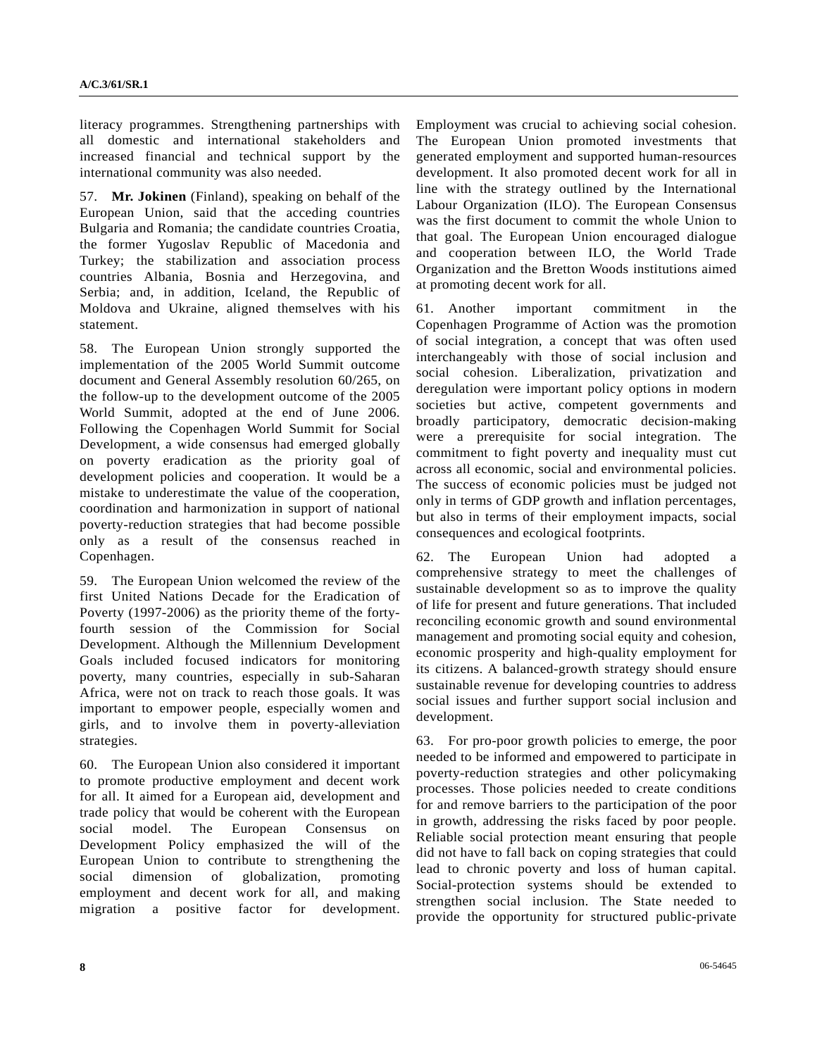literacy programmes. Strengthening partnerships with all domestic and international stakeholders and increased financial and technical support by the international community was also needed.

57. **Mr. Jokinen** (Finland), speaking on behalf of the European Union, said that the acceding countries Bulgaria and Romania; the candidate countries Croatia, the former Yugoslav Republic of Macedonia and Turkey; the stabilization and association process countries Albania, Bosnia and Herzegovina, and Serbia; and, in addition, Iceland, the Republic of Moldova and Ukraine, aligned themselves with his statement.

58. The European Union strongly supported the implementation of the 2005 World Summit outcome document and General Assembly resolution 60/265, on the follow-up to the development outcome of the 2005 World Summit, adopted at the end of June 2006. Following the Copenhagen World Summit for Social Development, a wide consensus had emerged globally on poverty eradication as the priority goal of development policies and cooperation. It would be a mistake to underestimate the value of the cooperation, coordination and harmonization in support of national poverty-reduction strategies that had become possible only as a result of the consensus reached in Copenhagen.

59. The European Union welcomed the review of the first United Nations Decade for the Eradication of Poverty (1997-2006) as the priority theme of the forty-fourth session of the Commission for Social Development. Although the Millennium Development Goals included focused indicators for monitoring poverty, many countries, especially in sub-Saharan Africa, were not on track to reach those goals. It was important to empower people, especially women and girls, and to involve them in poverty-alleviation strategies.

60. The European Union also considered it important to promote productive employment and decent work for all. It aimed for a European aid, development and trade policy that would be coherent with the European social model. The European Consensus on Development Policy emphasized the will of the European Union to contribute to strengthening the social dimension of globalization, promoting employment and decent work for all, and making migration a positive factor for development. Employment was crucial to achieving social cohesion. The European Union promoted investments that generated employment and supported human-resources development. It also promoted decent work for all in line with the strategy outlined by the International Labour Organization (ILO). The European Consensus was the first document to commit the whole Union to that goal. The European Union encouraged dialogue and cooperation between ILO, the World Trade Organization and the Bretton Woods institutions aimed at promoting decent work for all.

61. Another important commitment in the Copenhagen Programme of Action was the promotion of social integration, a concept that was often used interchangeably with those of social inclusion and social cohesion. Liberalization, privatization and deregulation were important policy options in modern societies but active, competent governments and broadly participatory, democratic decision-making were a prerequisite for social integration. The commitment to fight poverty and inequality must cut across all economic, social and environmental policies. The success of economic policies must be judged not only in terms of GDP growth and inflation percentages, but also in terms of their employment impacts, social consequences and ecological footprints.

62. The European Union had adopted a comprehensive strategy to meet the challenges of sustainable development so as to improve the quality of life for present and future generations. That included reconciling economic growth and sound environmental management and promoting social equity and cohesion, economic prosperity and high-quality employment for its citizens. A balanced-growth strategy should ensure sustainable revenue for developing countries to address social issues and further support social inclusion and development.

63. For pro-poor growth policies to emerge, the poor needed to be informed and empowered to participate in poverty-reduction strategies and other policymaking processes. Those policies needed to create conditions for and remove barriers to the participation of the poor in growth, addressing the risks faced by poor people. Reliable social protection meant ensuring that people did not have to fall back on coping strategies that could lead to chronic poverty and loss of human capital. Social-protection systems should be extended to strengthen social inclusion. The State needed to provide the opportunity for structured public-private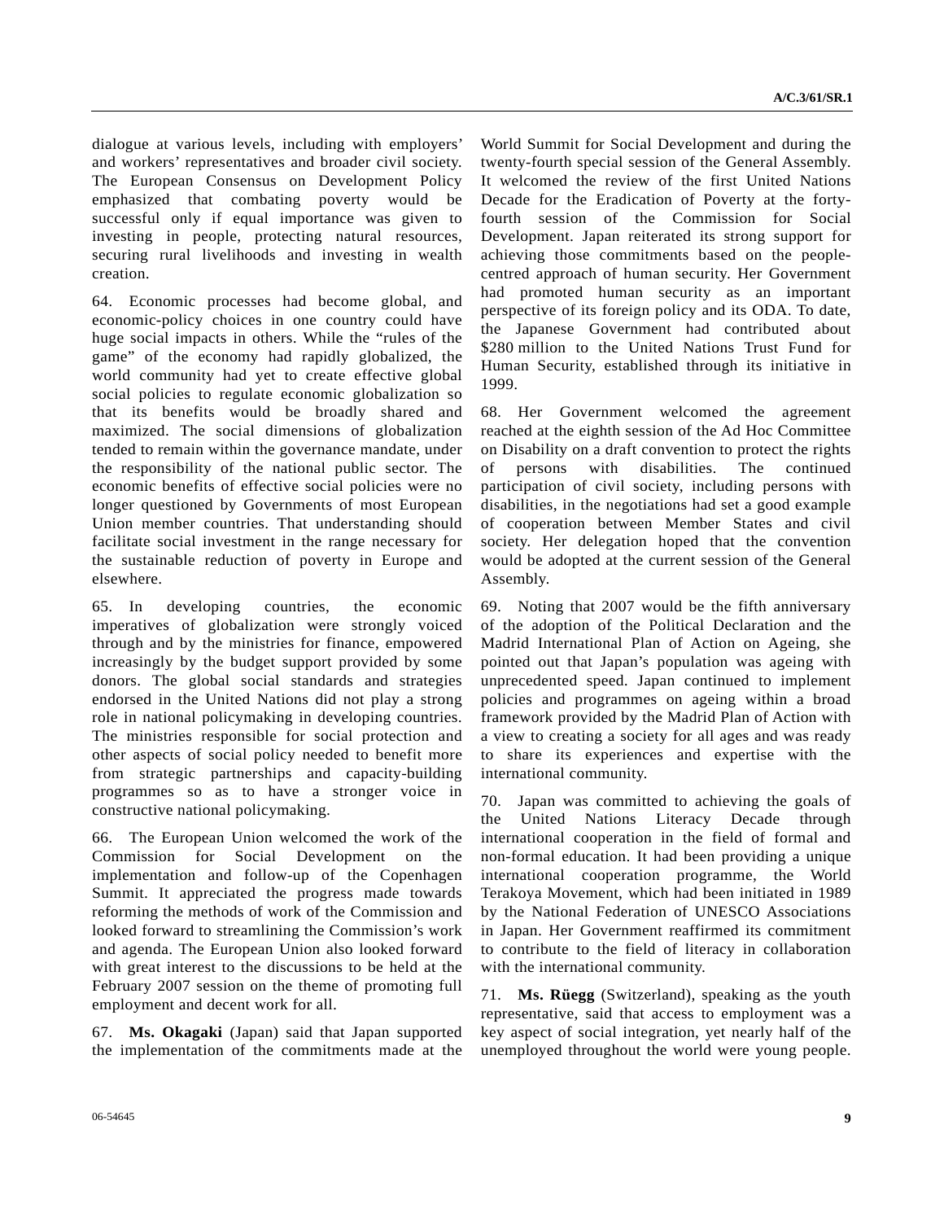dialogue at various levels, including with employers' and workers' representatives and broader civil society. The European Consensus on Development Policy emphasized that combating poverty would be successful only if equal importance was given to investing in people, protecting natural resources, securing rural livelihoods and investing in wealth creation.

64. Economic processes had become global, and economic-policy choices in one country could have huge social impacts in others. While the "rules of the game" of the economy had rapidly globalized, the world community had yet to create effective global social policies to regulate economic globalization so that its benefits would be broadly shared and maximized. The social dimensions of globalization tended to remain within the governance mandate, under the responsibility of the national public sector. The economic benefits of effective social policies were no longer questioned by Governments of most European Union member countries. That understanding should facilitate social investment in the range necessary for the sustainable reduction of poverty in Europe and elsewhere.

65. In developing countries, the economic imperatives of globalization were strongly voiced through and by the ministries for finance, empowered increasingly by the budget support provided by some donors. The global social standards and strategies endorsed in the United Nations did not play a strong role in national policymaking in developing countries. The ministries responsible for social protection and other aspects of social policy needed to benefit more from strategic partnerships and capacity-building programmes so as to have a stronger voice in constructive national policymaking.

66. The European Union welcomed the work of the Commission for Social Development on the implementation and follow-up of the Copenhagen Summit. It appreciated the progress made towards reforming the methods of work of the Commission and looked forward to streamlining the Commission's work and agenda. The European Union also looked forward with great interest to the discussions to be held at the February 2007 session on the theme of promoting full employment and decent work for all.

67. **Ms. Okagaki** (Japan) said that Japan supported the implementation of the commitments made at the World Summit for Social Development and during the twenty-fourth special session of the General Assembly. It welcomed the review of the first United Nations Decade for the Eradication of Poverty at the forty-fourth session of the Commission for Social Development. Japan reiterated its strong support for achieving those commitments based on the people-centred approach of human security. Her Government had promoted human security as an important perspective of its foreign policy and its ODA. To date, the Japanese Government had contributed about $280 million to the United Nations Trust Fund for Human Security, established through its initiative in 1999.

68. Her Government welcomed the agreement reached at the eighth session of the Ad Hoc Committee on Disability on a draft convention to protect the rights of persons with disabilities. The continued participation of civil society, including persons with disabilities, in the negotiations had set a good example of cooperation between Member States and civil society. Her delegation hoped that the convention would be adopted at the current session of the General Assembly.

69. Noting that 2007 would be the fifth anniversary of the adoption of the Political Declaration and the Madrid International Plan of Action on Ageing, she pointed out that Japan's population was ageing with unprecedented speed. Japan continued to implement policies and programmes on ageing within a broad framework provided by the Madrid Plan of Action with a view to creating a society for all ages and was ready to share its experiences and expertise with the international community.

70. Japan was committed to achieving the goals of the United Nations Literacy Decade through international cooperation in the field of formal and non-formal education. It had been providing a unique international cooperation programme, the World Terakoya Movement, which had been initiated in 1989 by the National Federation of UNESCO Associations in Japan. Her Government reaffirmed its commitment to contribute to the field of literacy in collaboration with the international community.

71. **Ms. Rüegg** (Switzerland), speaking as the youth representative, said that access to employment was a key aspect of social integration, yet nearly half of the unemployed throughout the world were young people.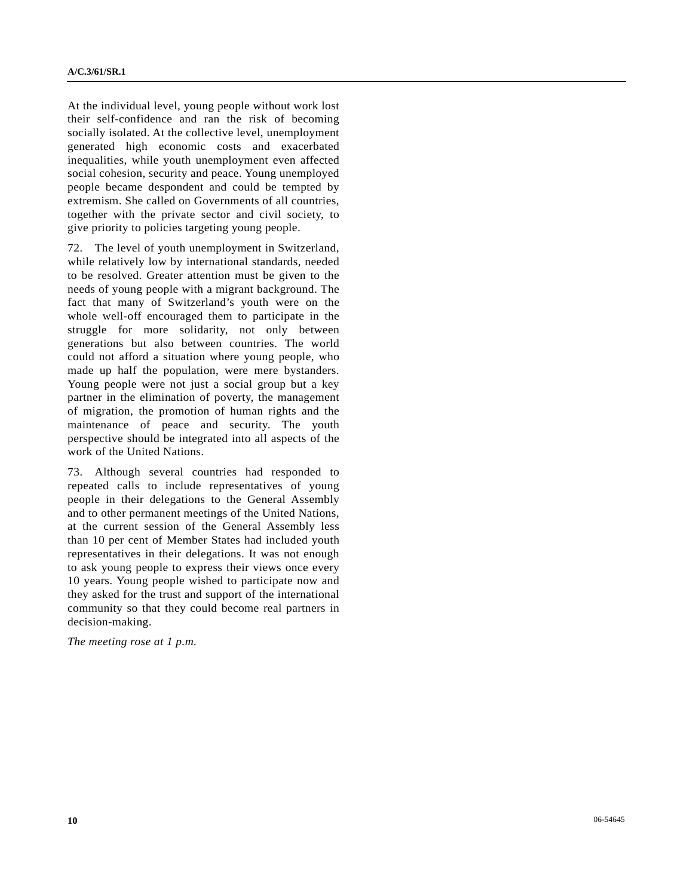At the individual level, young people without work lost their self-confidence and ran the risk of becoming socially isolated. At the collective level, unemployment generated high economic costs and exacerbated inequalities, while youth unemployment even affected social cohesion, security and peace. Young unemployed people became despondent and could be tempted by extremism. She called on Governments of all countries, together with the private sector and civil society, to give priority to policies targeting young people.

72. The level of youth unemployment in Switzerland, while relatively low by international standards, needed to be resolved. Greater attention must be given to the needs of young people with a migrant background. The fact that many of Switzerland's youth were on the whole well-off encouraged them to participate in the struggle for more solidarity, not only between generations but also between countries. The world could not afford a situation where young people, who made up half the population, were mere bystanders. Young people were not just a social group but a key partner in the elimination of poverty, the management of migration, the promotion of human rights and the maintenance of peace and security. The youth perspective should be integrated into all aspects of the work of the United Nations.

73. Although several countries had responded to repeated calls to include representatives of young people in their delegations to the General Assembly and to other permanent meetings of the United Nations, at the current session of the General Assembly less than 10 per cent of Member States had included youth representatives in their delegations. It was not enough to ask young people to express their views once every 10 years. Young people wished to participate now and they asked for the trust and support of the international community so that they could become real partners in decision-making.

*The meeting rose at 1 p.m.*